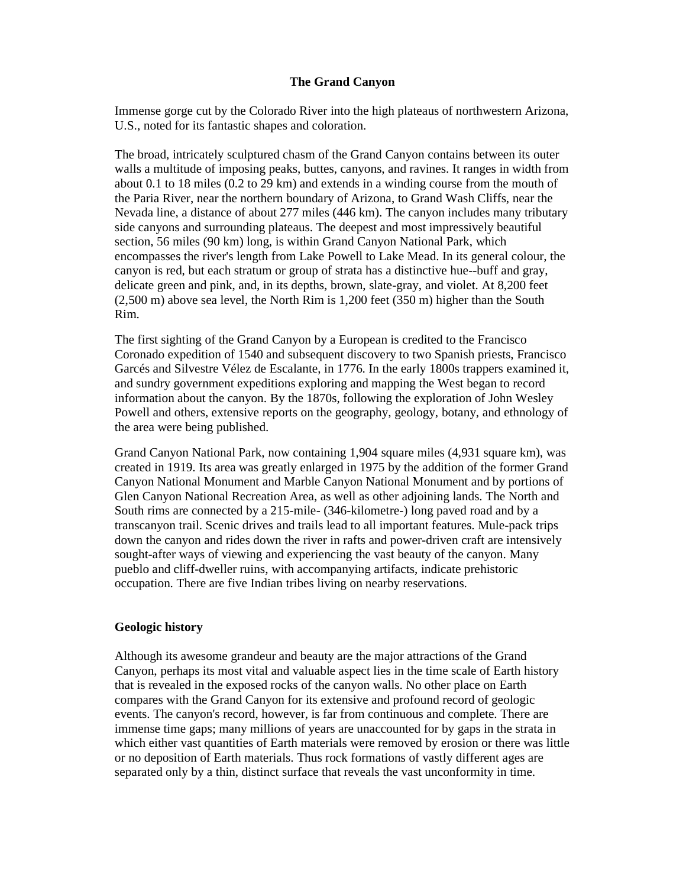# The Grand Canyon

Immense gorge cut by the Colorado River into the high plateaus of northwestern Arizona, U.S., noted for its fantastic shapes and coloration.

The broad, intricately sculptured chasm of the Grand Canyon contains between its outer walls a multitude of imposing peaks, buttes, canyons, and ravines. It ranges in width from about 0.1 to 18 miles (0.2 to 29 km) and extends in a winding course from the mouth of the Paria River, near the northern boundary of Arizona, to Grand Wash Cliffs, near the Nevada line, a distance of about 277 miles (446 km). The canyon includes many tributary side canyons and surrounding plateaus. The deepest and most impressively beautiful section, 56 miles (90 km) long, is within Grand Canyon National Park, which encompasses the river's length from Lake Powell to Lake Mead. In its general colour, the canyon is red, but each stratum or group of strata has a distinctive hue--buff and gray, delicate green and pink, and, in its depths, brown, slate-gray, and violet. At 8,200 feet (2,500 m) above sea level, the North Rim is 1,200 feet (350 m) higher than the South Rim.

The first sighting of the Grand Canyon by a European is credited to the Francisco Coronado expedition of 1540 and subsequent discovery to two Spanish priests, Francisco Garcés and Silvestre Vélez de Escalante, in 1776. In the early 1800s trappers examined it, and sundry government expeditions exploring and mapping the West began to record information about the canyon. By the 1870s, following the exploration of John Wesley Powell and others, extensive reports on the geography, geology, botany, and ethnology of the area were being published.

Grand Canyon National Park, now containing 1,904 square miles (4,931 square km), was created in 1919. Its area was greatly enlarged in 1975 by the addition of the former Grand Canyon National Monument and Marble Canyon National Monument and by portions of Glen Canyon National Recreation Area, as well as other adjoining lands. The North and South rims are connected by a 215-mile- (346-kilometre-) long paved road and by a transcanyon trail. Scenic drives and trails lead to all important features. Mule-pack trips down the canyon and rides down the river in rafts and power-driven craft are intensively sought-after ways of viewing and experiencing the vast beauty of the canyon. Many pueblo and cliff-dweller ruins, with accompanying artifacts, indicate prehistoric occupation. There are five Indian tribes living on nearby reservations.

## Geologic history

Although its awesome grandeur and beauty are the major attractions of the Grand Canyon, perhaps its most vital and valuable aspect lies in the time scale of Earth history that is revealed in the exposed rocks of the canyon walls. No other place on Earth compares with the Grand Canyon for its extensive and profound record of geologic events. The canyon's record, however, is far from continuous and complete. There are immense time gaps; many millions of years are unaccounted for by gaps in the strata in which either vast quantities of Earth materials were removed by erosion or there was little or no deposition of Earth materials. Thus rock formations of vastly different ages are separated only by a thin, distinct surface that reveals the vast unconformity in time.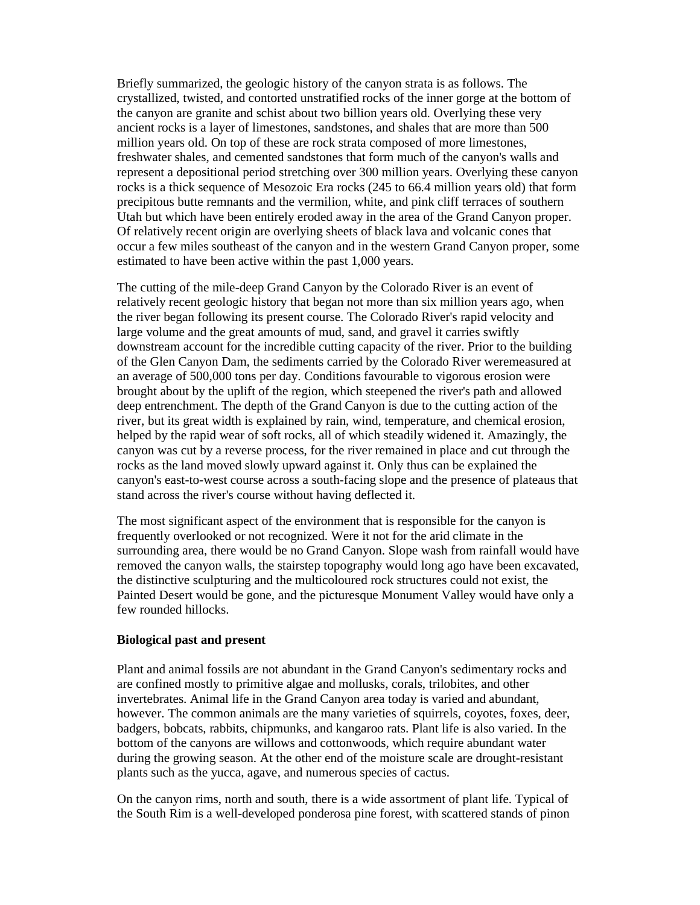Briefly summarized, the geologic history of the canyon strata is as follows. The crystallized, twisted, and contorted unstratified rocks of the inner gorge at the bottom of the canyon are granite and schist about two billion years old. Overlying these very ancient rocks is a layer of limestones, sandstones, and shales that are more than 500 million years old. On top of these are rock strata composed of more limestones, freshwater shales, and cemented sandstones that form much of the canyon's walls and represent a depositional period stretching over 300 million years. Overlying these canyon rocks is a thick sequence of Mesozoic Era rocks (245 to 66.4 million years old) that form precipitous butte remnants and the vermilion, white, and pink cliff terraces of southern Utah but which have been entirely eroded away in the area of the Grand Canyon proper. Of relatively recent origin are overlying sheets of black lava and volcanic cones that occur a few miles southeast of the canyon and in the western Grand Canyon proper, some estimated to have been active within the past 1,000 years.

The cutting of the mile-deep Grand Canyon by the Colorado River is an event of relatively recent geologic history that began not more than six million years ago, when the river began following its present course. The Colorado River's rapid velocity and large volume and the great amounts of mud, sand, and gravel it carries swiftly downstream account for the incredible cutting capacity of the river. Prior to the building of the Glen Canyon Dam, the sediments carried by the Colorado River weremeasured at an average of 500,000 tons per day. Conditions favourable to vigorous erosion were brought about by the uplift of the region, which steepened the river's path and allowed deep entrenchment. The depth of the Grand Canyon is due to the cutting action of the river, but its great width is explained by rain, wind, temperature, and chemical erosion, helped by the rapid wear of soft rocks, all of which steadily widened it. Amazingly, the canyon was cut by a reverse process, for the river remained in place and cut through the rocks as the land moved slowly upward against it. Only thus can be explained the canyon's east-to-west course across a south-facing slope and the presence of plateaus that stand across the river's course without having deflected it.

The most significant aspect of the environment that is responsible for the canyon is frequently overlooked or not recognized. Were it not for the arid climate in the surrounding area, there would be no Grand Canyon. Slope wash from rainfall would have removed the canyon walls, the stairstep topography would long ago have been excavated, the distinctive sculpturing and the multicoloured rock structures could not exist, the Painted Desert would be gone, and the picturesque Monument Valley would have only a few rounded hillocks.

**Biological past and present**

Plant and animal fossils are not abundant in the Grand Canyon's sedimentary rocks and are confined mostly to primitive algae and mollusks, corals, trilobites, and other invertebrates. Animal life in the Grand Canyon area today is varied and abundant, however. The common animals are the many varieties of squirrels, coyotes, foxes, deer, badgers, bobcats, rabbits, chipmunks, and kangaroo rats. Plant life is also varied. In the bottom of the canyons are willows and cottonwoods, which require abundant water during the growing season. At the other end of the moisture scale are drought-resistant plants such as the yucca, agave, and numerous species of cactus.

On the canyon rims, north and south, there is a wide assortment of plant life. Typical of the South Rim is a well-developed ponderosa pine forest, with scattered stands of pinon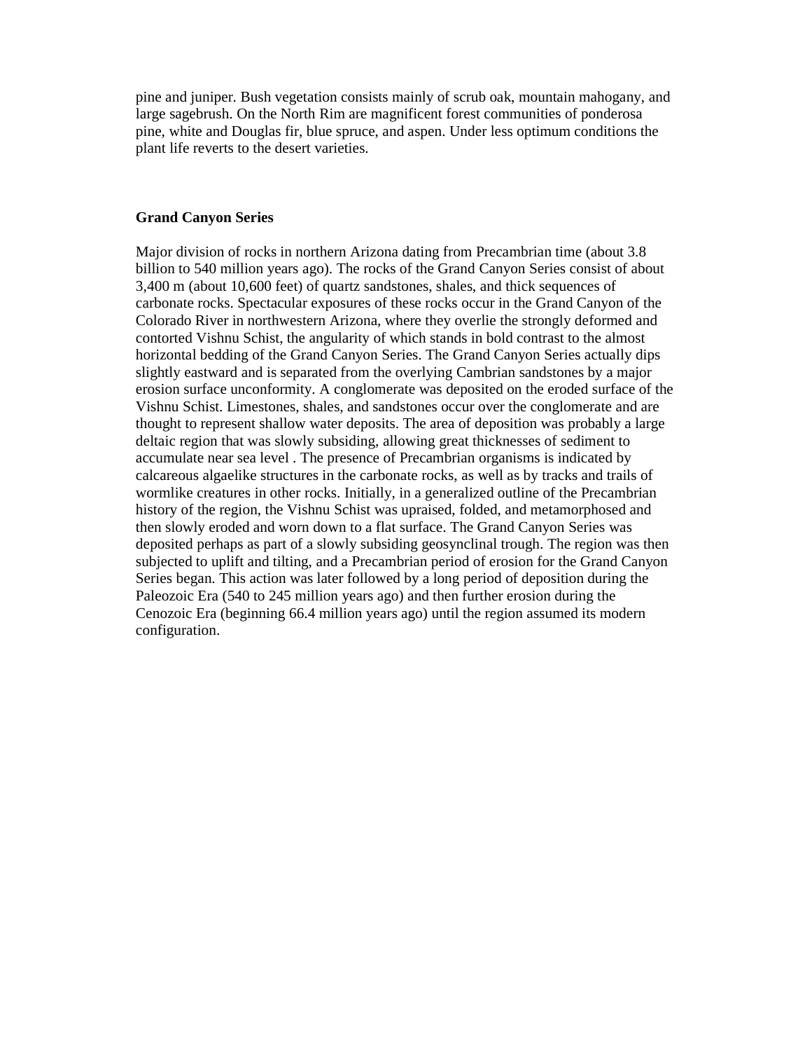pine and juniper. Bush vegetation consists mainly of scrub oak, mountain mahogany, and large sagebrush. On the North Rim are magnificent forest communities of ponderosa pine, white and Douglas fir, blue spruce, and aspen. Under less optimum conditions the plant life reverts to the desert varieties.

## Grand Canyon Series

Major division of rocks in northern Arizona dating from Precambrian time (about 3.8 billion to 540 million years ago). The rocks of the Grand Canyon Series consist of about 3,400 m (about 10,600 feet) of quartz sandstones, shales, and thick sequences of carbonate rocks. Spectacular exposures of these rocks occur in the Grand Canyon of the Colorado River in northwestern Arizona, where they overlie the strongly deformed and contorted Vishnu Schist, the angularity of which stands in bold contrast to the almost horizontal bedding of the Grand Canyon Series. The Grand Canyon Series actually dips slightly eastward and is separated from the overlying Cambrian sandstones by a major erosion surface unconformity. A conglomerate was deposited on the eroded surface of the Vishnu Schist. Limestones, shales, and sandstones occur over the conglomerate and are thought to represent shallow water deposits. The area of deposition was probably a large deltaic region that was slowly subsiding, allowing great thicknesses of sediment to accumulate near sea level . The presence of Precambrian organisms is indicated by calcareous algaelike structures in the carbonate rocks, as well as by tracks and trails of wormlike creatures in other rocks. Initially, in a generalized outline of the Precambrian history of the region, the Vishnu Schist was upraised, folded, and metamorphosed and then slowly eroded and worn down to a flat surface. The Grand Canyon Series was deposited perhaps as part of a slowly subsiding geosynclinal trough. The region was then subjected to uplift and tilting, and a Precambrian period of erosion for the Grand Canyon Series began. This action was later followed by a long period of deposition during the Paleozoic Era (540 to 245 million years ago) and then further erosion during the Cenozoic Era (beginning 66.4 million years ago) until the region assumed its modern configuration.